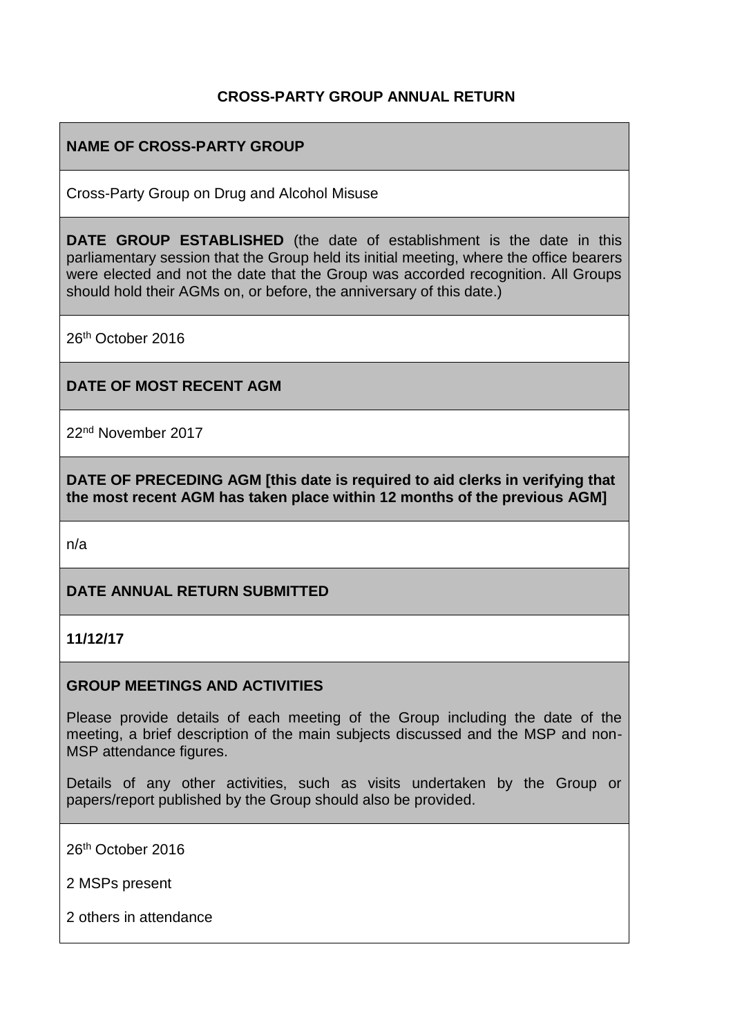# CROSS-PARTY GROUP ANNUAL RETURN

## NAME OF CROSS-PARTY GROUP

Cross-Party Group on Drug and Alcohol Misuse

## DATE GROUP ESTABLISHED

**DATE GROUP ESTABLISHED** (the date of establishment is the date in this parliamentary session that the Group held its initial meeting, where the office bearers were elected and not the date that the Group was accorded recognition. All Groups should hold their AGMs on, or before, the anniversary of this date.)

26th October 2016

## DATE OF MOST RECENT AGM

22nd November 2017

## DATE OF PRECEDING AGM [this date is required to aid clerks in verifying that the most recent AGM has taken place within 12 months of the previous AGM]

n/a

## DATE ANNUAL RETURN SUBMITTED

**11/12/17**

## GROUP MEETINGS AND ACTIVITIES

Please provide details of each meeting of the Group including the date of the meeting, a brief description of the main subjects discussed and the MSP and non-MSP attendance figures.

Details of any other activities, such as visits undertaken by the Group or papers/report published by the Group should also be provided.

26th October 2016

2 MSPs present

2 others in attendance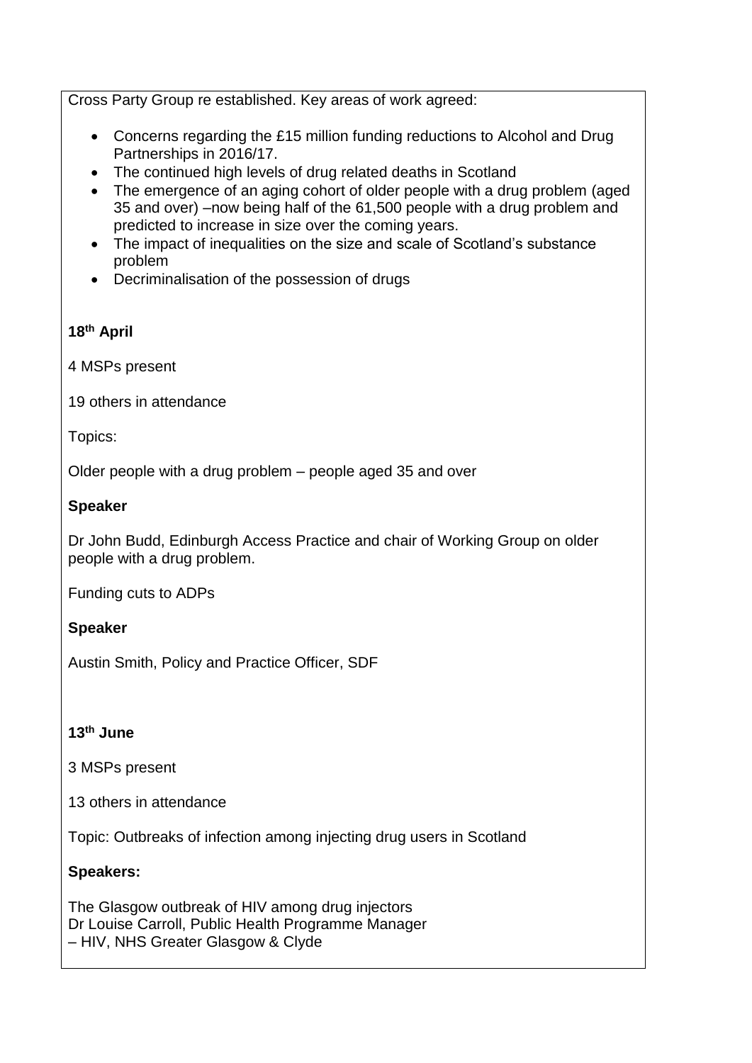Cross Party Group re established. Key areas of work agreed:

- Concerns regarding the £15 million funding reductions to Alcohol and Drug Partnerships in 2016/17.
- The continued high levels of drug related deaths in Scotland
- The emergence of an aging cohort of older people with a drug problem (aged 35 and over) –now being half of the 61,500 people with a drug problem and predicted to increase in size over the coming years.
- The impact of inequalities on the size and scale of Scotland's substance problem
- Decriminalisation of the possession of drugs

**18th April**

4 MSPs present

19 others in attendance

Topics:

Older people with a drug problem – people aged 35 and over

**Speaker**

Dr John Budd, Edinburgh Access Practice and chair of Working Group on older people with a drug problem.

Funding cuts to ADPs

**Speaker**

Austin Smith, Policy and Practice Officer, SDF

**13th June**

3 MSPs present

13 others in attendance

Topic: Outbreaks of infection among injecting drug users in Scotland

**Speakers:**

The Glasgow outbreak of HIV among drug injectors
Dr Louise Carroll, Public Health Programme Manager
– HIV, NHS Greater Glasgow & Clyde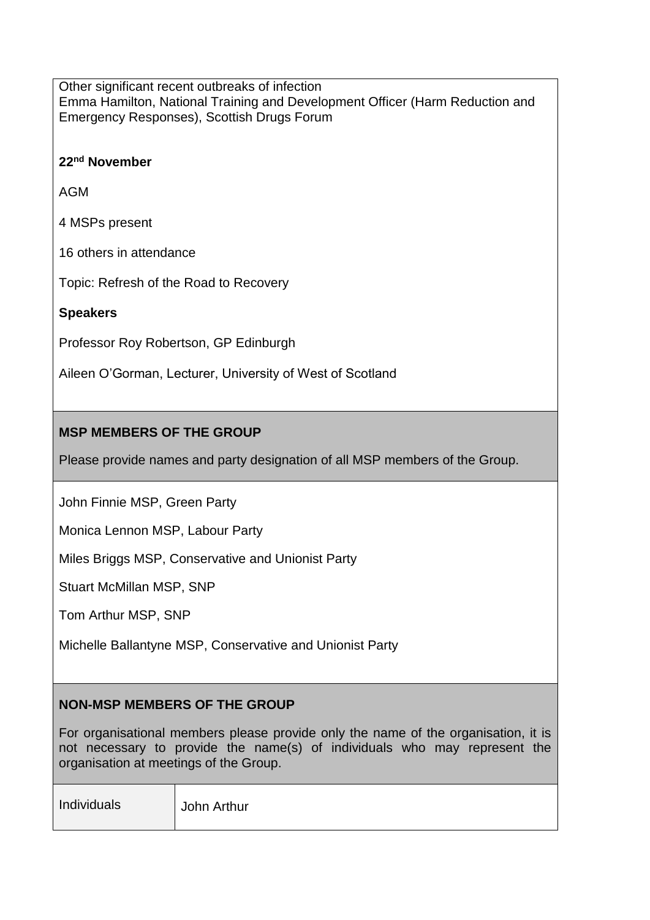Other significant recent outbreaks of infection
Emma Hamilton, National Training and Development Officer (Harm Reduction and Emergency Responses), Scottish Drugs Forum

**22nd November**

AGM

4 MSPs present

16 others in attendance

Topic: Refresh of the Road to Recovery

**Speakers**

Professor Roy Robertson, GP Edinburgh

Aileen O'Gorman, Lecturer, University of West of Scotland

**MSP MEMBERS OF THE GROUP**

Please provide names and party designation of all MSP members of the Group.

John Finnie MSP, Green Party

Monica Lennon MSP, Labour Party

Miles Briggs MSP, Conservative and Unionist Party

Stuart McMillan MSP, SNP

Tom Arthur MSP, SNP

Michelle Ballantyne MSP, Conservative and Unionist Party

**NON-MSP MEMBERS OF THE GROUP**

For organisational members please provide only the name of the organisation, it is not necessary to provide the name(s) of individuals who may represent the organisation at meetings of the Group.

| Individuals | John Arthur |
|---|---|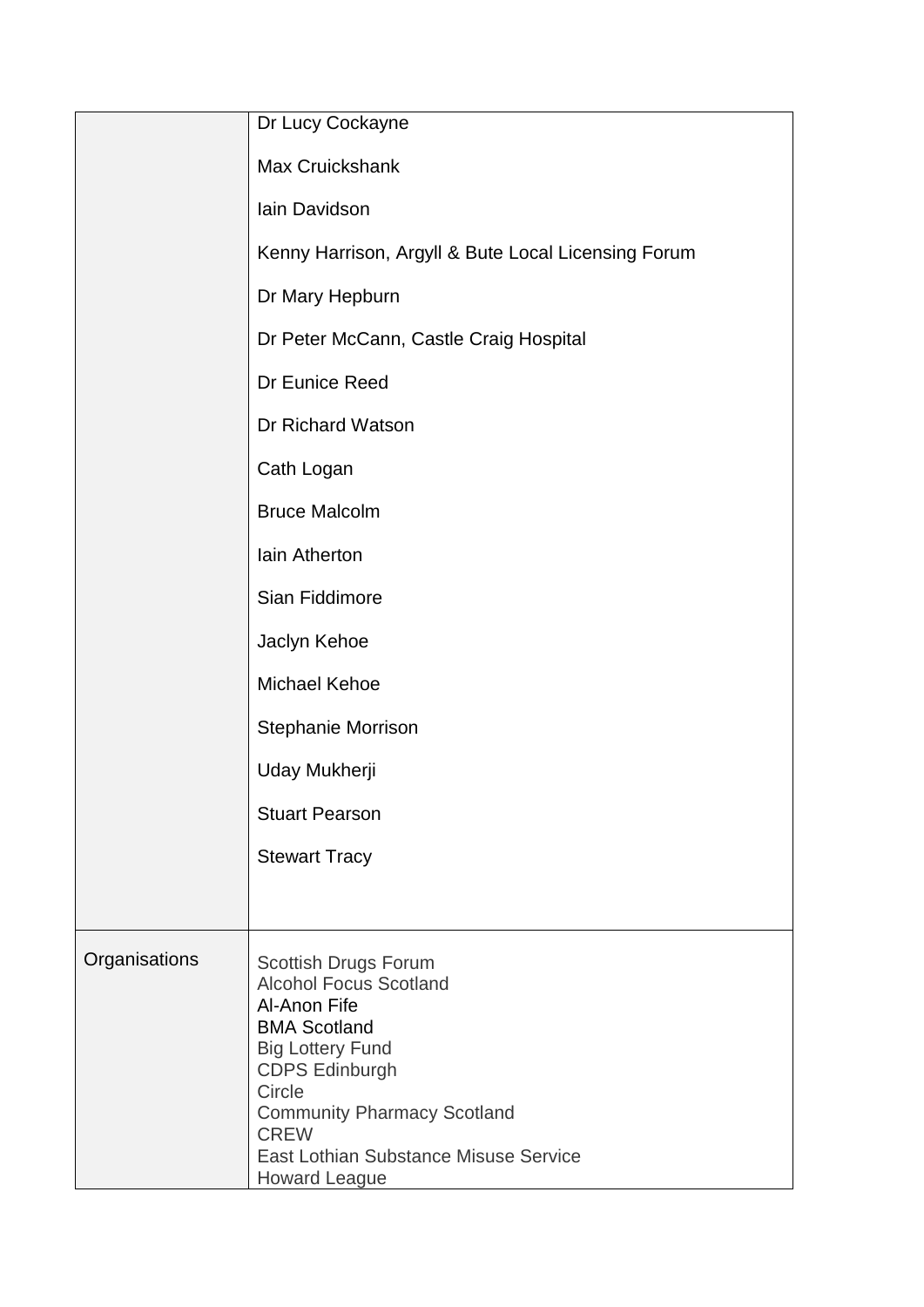| | |
|---|---|
| | Dr Lucy Cockayne<br><br>Max Cruickshank<br><br>Iain Davidson<br><br>Kenny Harrison, Argyll & Bute Local Licensing Forum<br><br>Dr Mary Hepburn<br><br>Dr Peter McCann, Castle Craig Hospital<br><br>Dr Eunice Reed<br><br>Dr Richard Watson<br><br>Cath Logan<br><br>Bruce Malcolm<br><br>Iain Atherton<br><br>Sian Fiddimore<br><br>Jaclyn Kehoe<br><br>Michael Kehoe<br><br>Stephanie Morrison<br><br>Uday Mukherji<br><br>Stuart Pearson<br><br>Stewart Tracy |
| Organisations | Scottish Drugs Forum<br>Alcohol Focus Scotland<br>Al-Anon Fife<br>BMA Scotland<br>Big Lottery Fund<br>CDPS Edinburgh<br>Circle<br>Community Pharmacy Scotland<br>CREW<br>East Lothian Substance Misuse Service<br>Howard League |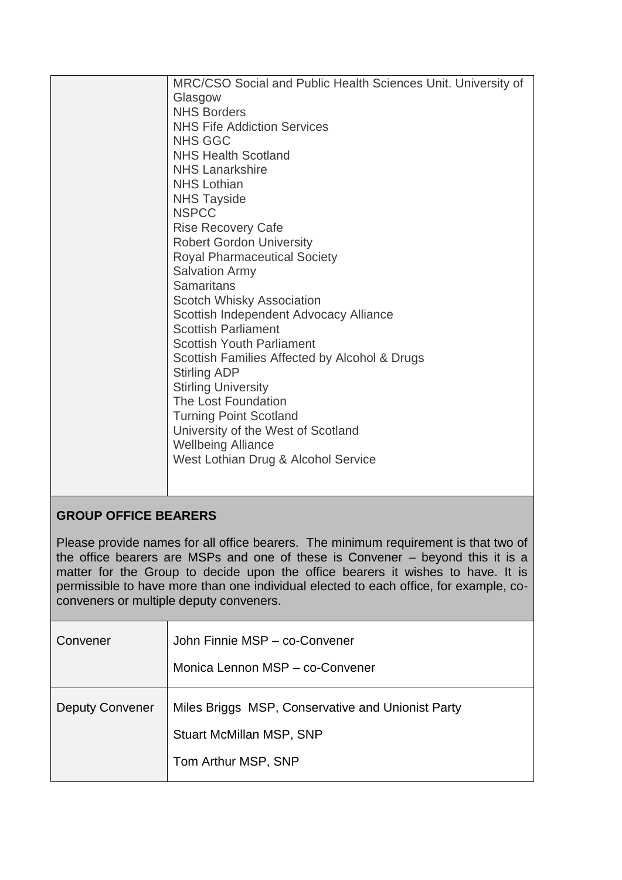| | |
|---|---|
| | MRC/CSO Social and Public Health Sciences Unit. University of Glasgow<br>NHS Borders<br>NHS Fife Addiction Services<br>NHS GGC<br>NHS Health Scotland<br>NHS Lanarkshire<br>NHS Lothian<br>NHS Tayside<br>NSPCC<br>Rise Recovery Cafe<br>Robert Gordon University<br>Royal Pharmaceutical Society<br>Salvation Army<br>Samaritans<br>Scotch Whisky Association<br>Scottish Independent Advocacy Alliance<br>Scottish Parliament<br>Scottish Youth Parliament<br>Scottish Families Affected by Alcohol & Drugs<br>Stirling ADP<br>Stirling University<br>The Lost Foundation<br>Turning Point Scotland<br>University of the West of Scotland<br>Wellbeing Alliance<br>West Lothian Drug & Alcohol Service |

**GROUP OFFICE BEARERS**

Please provide names for all office bearers. The minimum requirement is that two of the office bearers are MSPs and one of these is Convener – beyond this it is a matter for the Group to decide upon the office bearers it wishes to have. It is permissible to have more than one individual elected to each office, for example, co-conveners or multiple deputy conveners.

| | |
|---|---|
| Convener | John Finnie MSP – co-Convener<br>Monica Lennon MSP – co-Convener |
| Deputy Convener | Miles Briggs MSP, Conservative and Unionist Party<br>Stuart McMillan MSP, SNP<br>Tom Arthur MSP, SNP |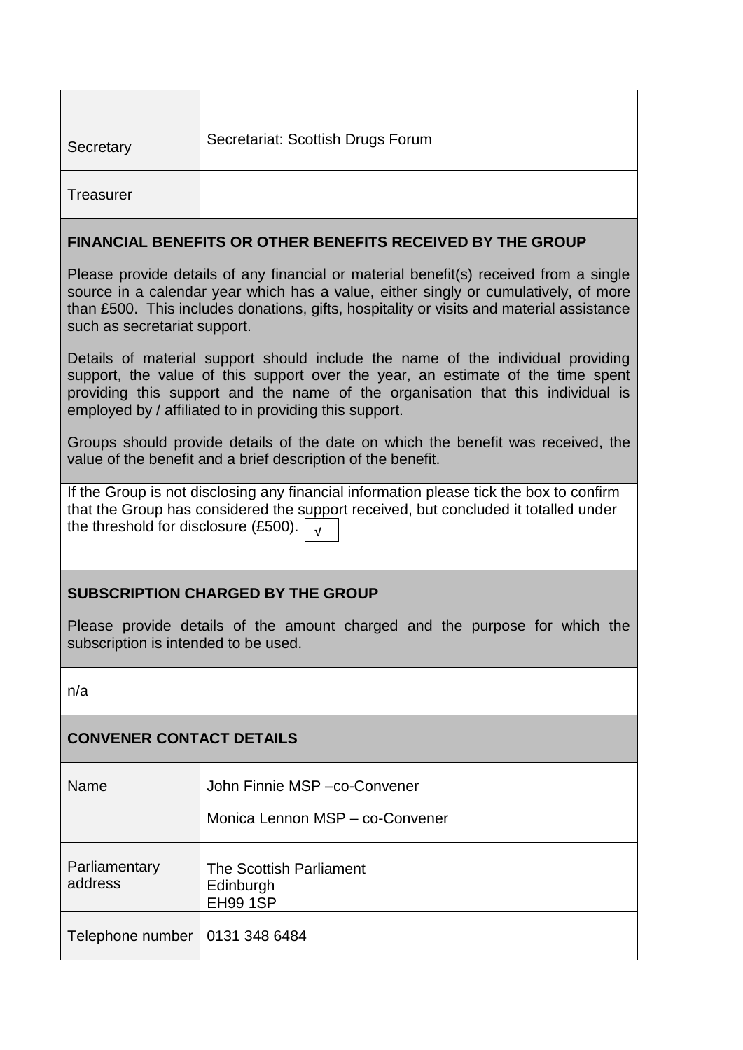| | |
|---|---|
| | |
| Secretary | Secretariat: Scottish Drugs Forum |
| Treasurer | |

**FINANCIAL BENEFITS OR OTHER BENEFITS RECEIVED BY THE GROUP**

Please provide details of any financial or material benefit(s) received from a single source in a calendar year which has a value, either singly or cumulatively, of more than £500. This includes donations, gifts, hospitality or visits and material assistance such as secretariat support.

Details of material support should include the name of the individual providing support, the value of this support over the year, an estimate of the time spent providing this support and the name of the organisation that this individual is employed by / affiliated to in providing this support.

Groups should provide details of the date on which the benefit was received, the value of the benefit and a brief description of the benefit.

If the Group is not disclosing any financial information please tick the box to confirm that the Group has considered the support received, but concluded it totalled under the threshold for disclosure (£500). √

**SUBSCRIPTION CHARGED BY THE GROUP**

Please provide details of the amount charged and the purpose for which the subscription is intended to be used.

n/a

**CONVENER CONTACT DETAILS**

| | |
|---|---|
| Name | John Finnie MSP –co-Convener<br>Monica Lennon MSP – co-Convener |
| Parliamentary address | The Scottish Parliament<br>Edinburgh<br>EH99 1SP |
| Telephone number | 0131 348 6484 |